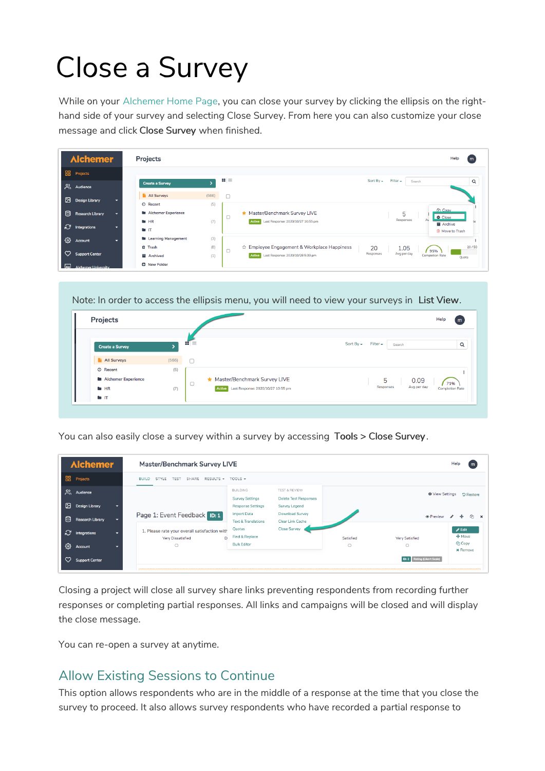# Close a Survey

While on your Alchemer Home Page, you can close your survey by clicking the ellipsis on the right-hand side of your survey and selecting Close Survey. From here you can also customize your close message and click **Close Survey** when finished.

Note: In order to access the ellipsis menu, you will need to view your surveys in **List View**.

You can also easily close a survey within a survey by accessing **Tools > Close Survey**.

Closing a project will close all survey share links preventing respondents from recording further responses or completing partial responses. All links and campaigns will be closed and will display the close message.

You can re-open a survey at anytime.

## Allow Existing Sessions to Continue

This option allows respondents who are in the middle of a response at the time that you close the survey to proceed. It also allows survey respondents who have recorded a partial response to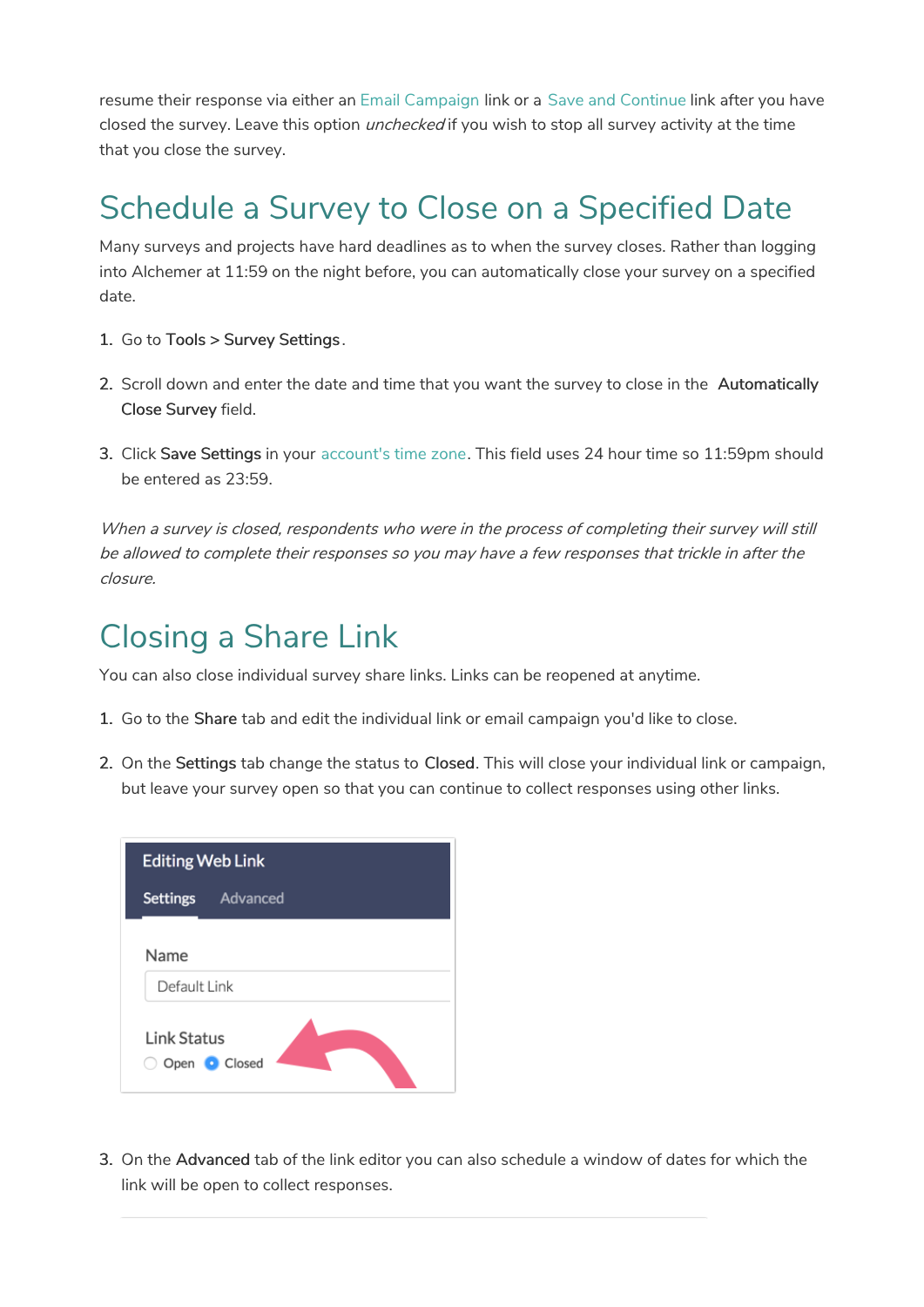resume their response via either an Email Campaign link or a Save and Continue link after you have closed the survey. Leave this option *unchecked* if you wish to stop all survey activity at the time that you close the survey.

## Schedule a Survey to Close on a Specified Date

Many surveys and projects have hard deadlines as to when the survey closes. Rather than logging into Alchemer at 11:59 on the night before, you can automatically close your survey on a specified date.

1. Go to **Tools > Survey Settings**.
2. Scroll down and enter the date and time that you want the survey to close in the **Automatically Close Survey** field.
3. Click **Save Settings** in your account's time zone. This field uses 24 hour time so 11:59pm should be entered as 23:59.

*When a survey is closed, respondents who were in the process of completing their survey will still be allowed to complete their responses so you may have a few responses that trickle in after the closure.*

## Closing a Share Link

You can also close individual survey share links. Links can be reopened at anytime.

1. Go to the **Share** tab and edit the individual link or email campaign you'd like to close.
2. On the **Settings** tab change the status to **Closed**. This will close your individual link or campaign, but leave your survey open so that you can continue to collect responses using other links.

3. On the **Advanced** tab of the link editor you can also schedule a window of dates for which the link will be open to collect responses.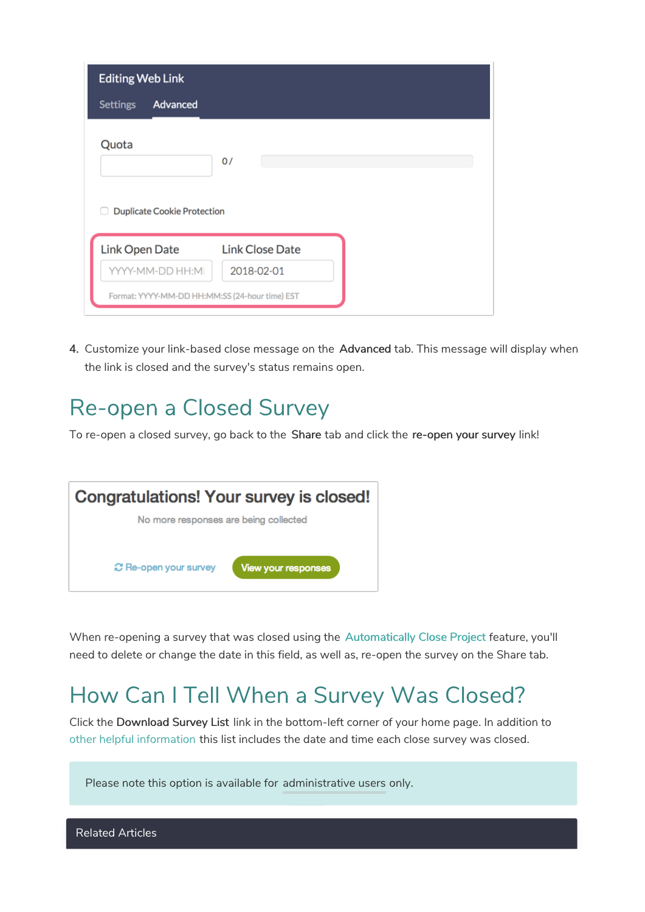4. Customize your link-based close message on the **Advanced** tab. This message will display when the link is closed and the survey's status remains open.

## Re-open a Closed Survey

To re-open a closed survey, go back to the **Share** tab and click the **re-open your survey** link!

When re-opening a survey that was closed using the Automatically Close Project feature, you'll need to delete or change the date in this field, as well as, re-open the survey on the Share tab.

## How Can I Tell When a Survey Was Closed?

Click the **Download Survey List** link in the bottom-left corner of your home page. In addition to other helpful information this list includes the date and time each close survey was closed.

Please note this option is available for administrative users only.

Related Articles